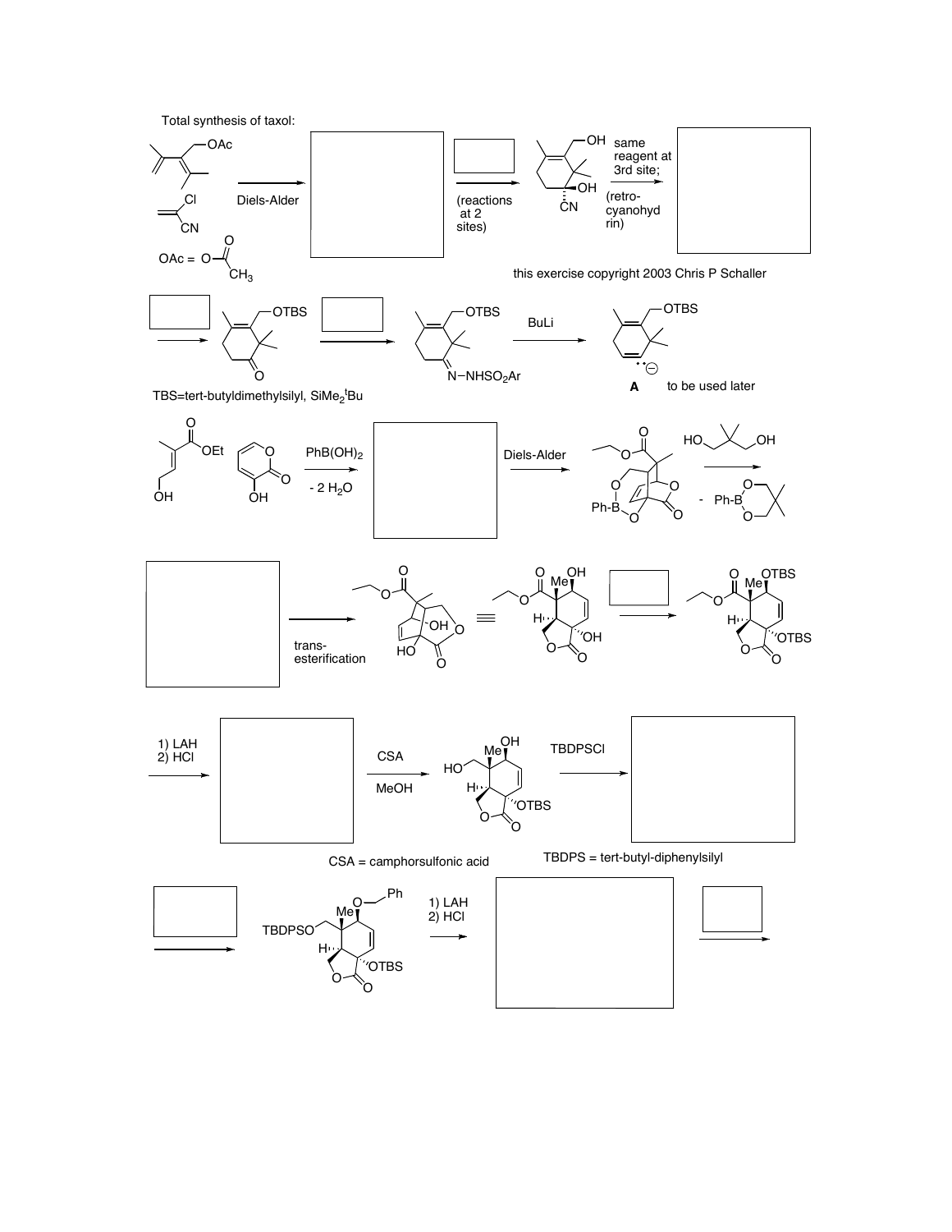Total synthesis of taxol:

OAc = $O-C(=O)-CH_3$

Diels-Alder

(reactions at 2 sites)

same reagent at 3rd site; (retro-cyanohydrin)

this exercise copyright 2003 Chris P Schaller

TBS=tert-butyldimethylsilyl, $SiMe_2{}^tBu$

BuLi

N–$NHSO_2Ar$

**A** to be used later

$PhB(OH)_2$

$- 2\ H_2O$

Diels-Alder

\- Ph-B

trans-esterification

1) LAH
2) HCl

CSA

MeOH

TBDPSCl

CSA = camphorsulfonic acid

TBDPS = tert-butyl-diphenylsilyl

1) LAH
2) HCl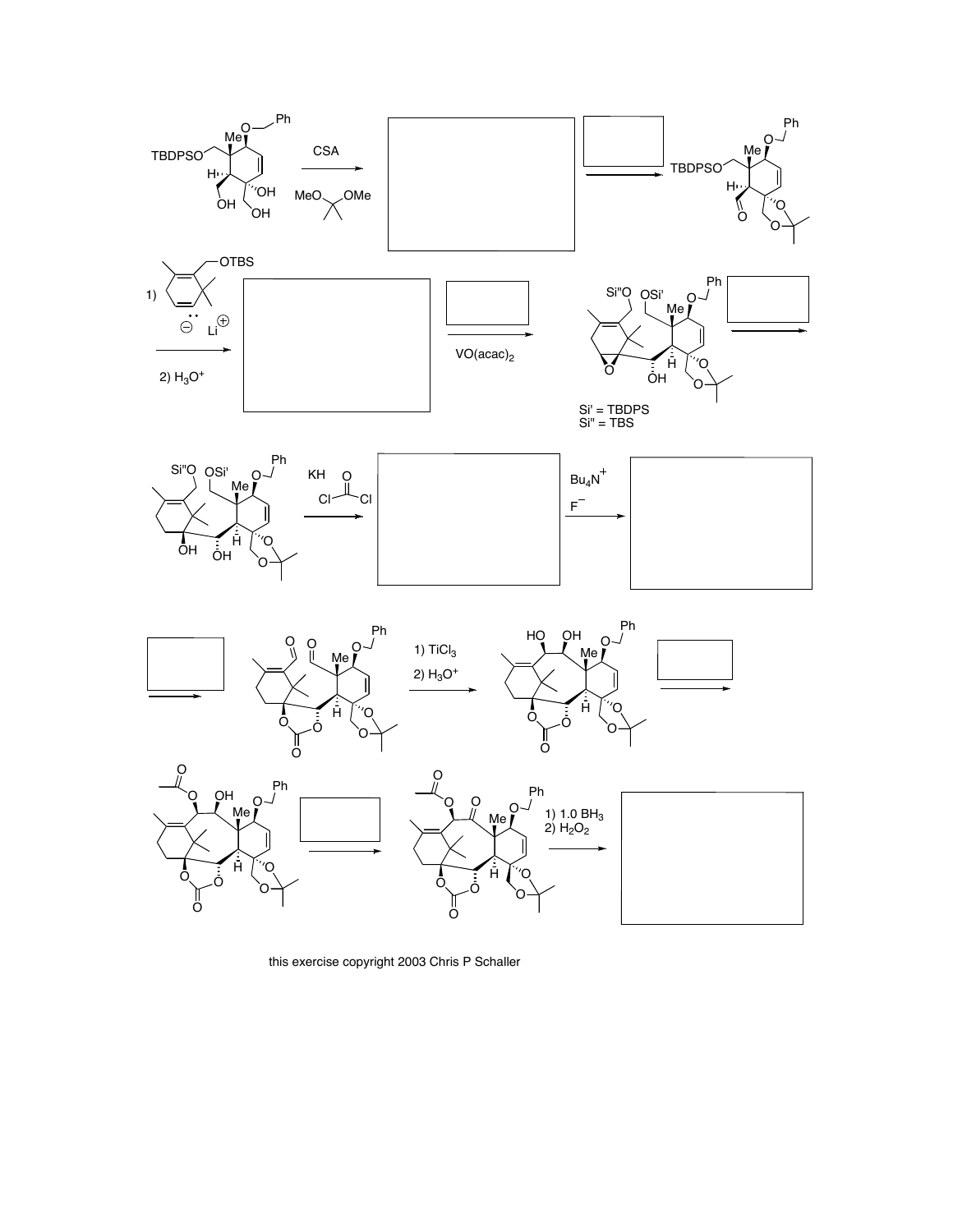CSA

MeO OMe

TBDPSO

1)

OTBS

Li

2) $H_3O^+$

VO(acac)$_2$

Si' = TBDPS
Si" = TBS

KH

Cl Cl

$Bu_4N^+$
$F^-$

1) $TiCl_3$
2) $H_3O^+$

1) 1.0 $BH_3$
2) $H_2O_2$

this exercise copyright 2003 Chris P Schaller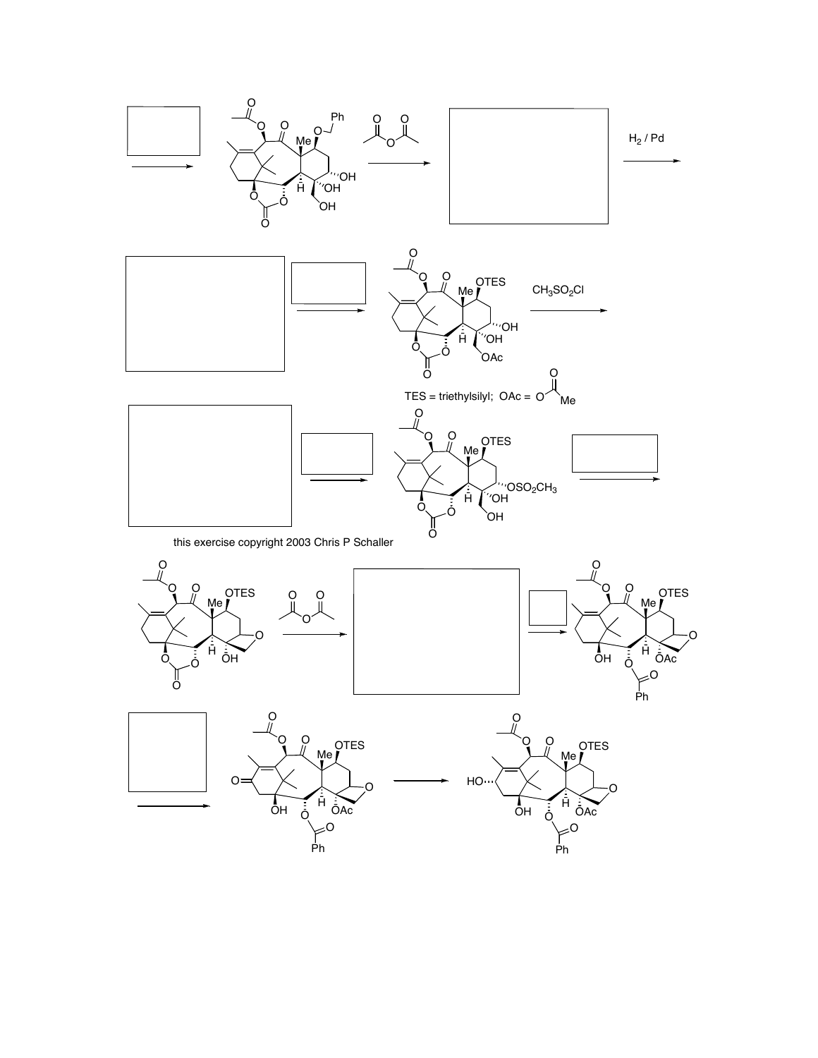$H_2$ / Pd

$CH_3SO_2Cl$

TES = triethylsilyl; OAc = $O-C(=O)Me$

this exercise copyright 2003 Chris P Schaller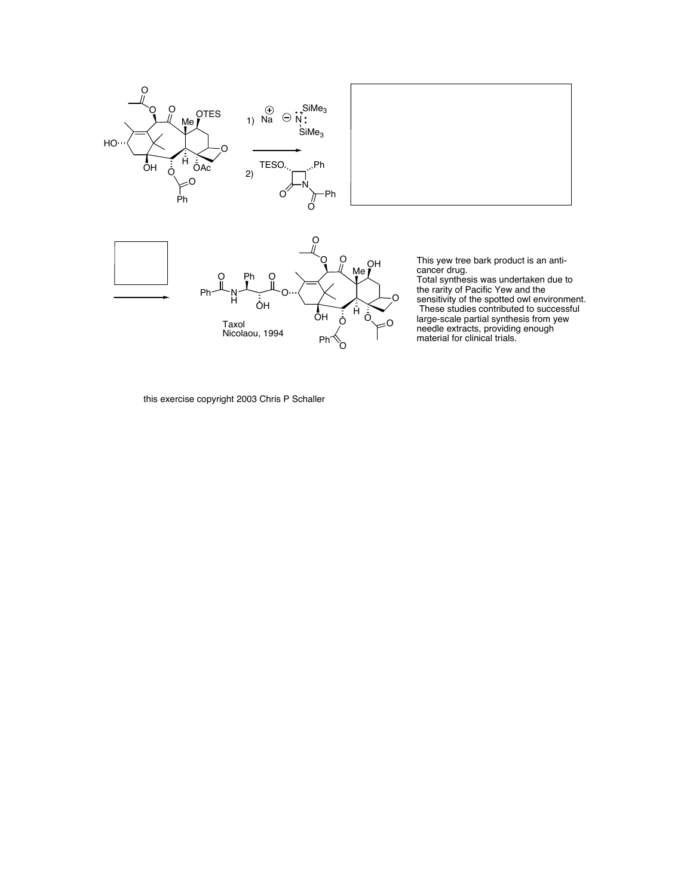1) $Na^{+}$ $^{-}N(SiMe_3)_2$

2) TESO, Ph, N–C(O)Ph (β-lactam)

Taxol
Nicolaou, 1994

This yew tree bark product is an anti-cancer drug.
Total synthesis was undertaken due to the rarity of Pacific Yew and the sensitivity of the spotted owl environment.
These studies contributed to successful large-scale partial synthesis from yew needle extracts, providing enough material for clinical trials.

this exercise copyright 2003 Chris P Schaller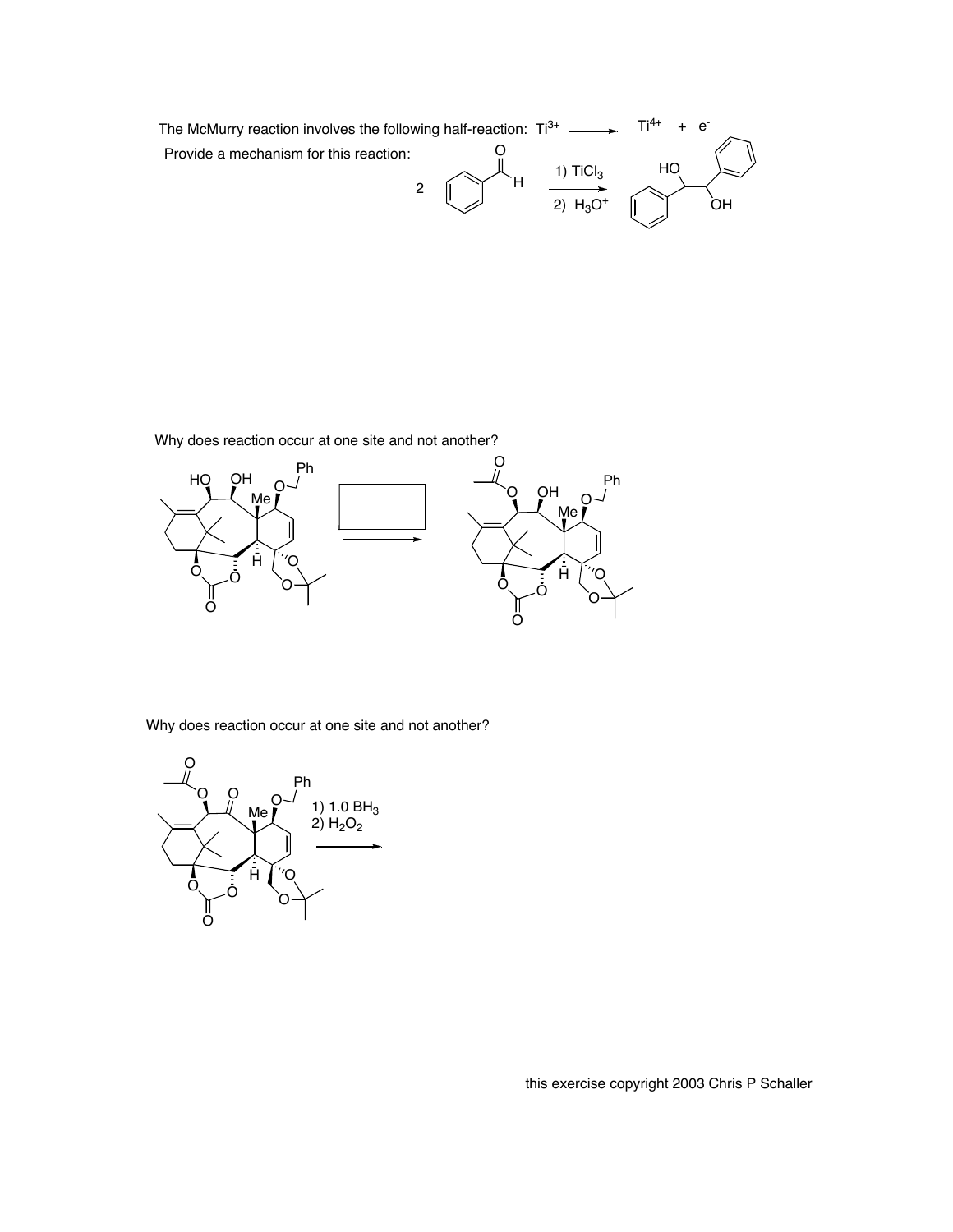The McMurry reaction involves the following half-reaction: $Ti^{3+} \longrightarrow Ti^{4+} + e^-$

Provide a mechanism for this reaction:

2 PhCHO → 1) $TiCl_3$ 2) $H_3O^+$ → PhCH(OH)CH(OH)Ph

Why does reaction occur at one site and not another?

Why does reaction occur at one site and not another?

1) 1.0 $BH_3$
2) $H_2O_2$

this exercise copyright 2003 Chris P Schaller